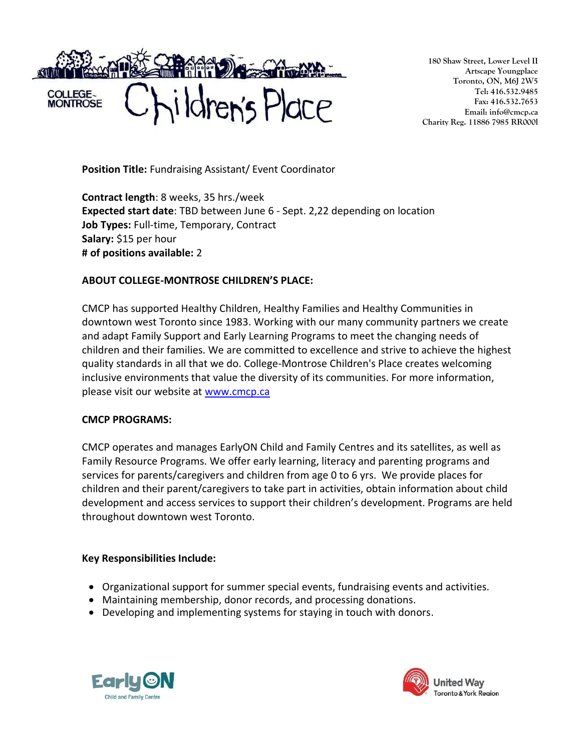# COLLEGE-MONTROSE Children's Place

180 Shaw Street, Lower Level II
Artscape Youngplace
Toronto, ON, M6J 2W5
Tel: 416.532.9485
Fax: 416.532.7653
Email: info@cmcp.ca
Charity Reg. 11886 7985 RR0001

**Position Title:** Fundraising Assistant/ Event Coordinator

**Contract length**: 8 weeks, 35 hrs./week
**Expected start date**: TBD between June 6 - Sept. 2,22 depending on location
**Job Types:** Full-time, Temporary, Contract
**Salary:** $15 per hour
**# of positions available:** 2

**ABOUT COLLEGE-MONTROSE CHILDREN'S PLACE:**

CMCP has supported Healthy Children, Healthy Families and Healthy Communities in downtown west Toronto since 1983. Working with our many community partners we create and adapt Family Support and Early Learning Programs to meet the changing needs of children and their families. We are committed to excellence and strive to achieve the highest quality standards in all that we do. College-Montrose Children's Place creates welcoming inclusive environments that value the diversity of its communities. For more information, please visit our website at [www.cmcp.ca](www.cmcp.ca)

**CMCP PROGRAMS:**

CMCP operates and manages EarlyON Child and Family Centres and its satellites, as well as Family Resource Programs. We offer early learning, literacy and parenting programs and services for parents/caregivers and children from age 0 to 6 yrs. We provide places for children and their parent/caregivers to take part in activities, obtain information about child development and access services to support their children's development. Programs are held throughout downtown west Toronto.

**Key Responsibilities Include:**

- Organizational support for summer special events, fundraising events and activities.
- Maintaining membership, donor records, and processing donations.
- Developing and implementing systems for staying in touch with donors.

EarlyON Child and Family Centre

United Way Toronto & York Region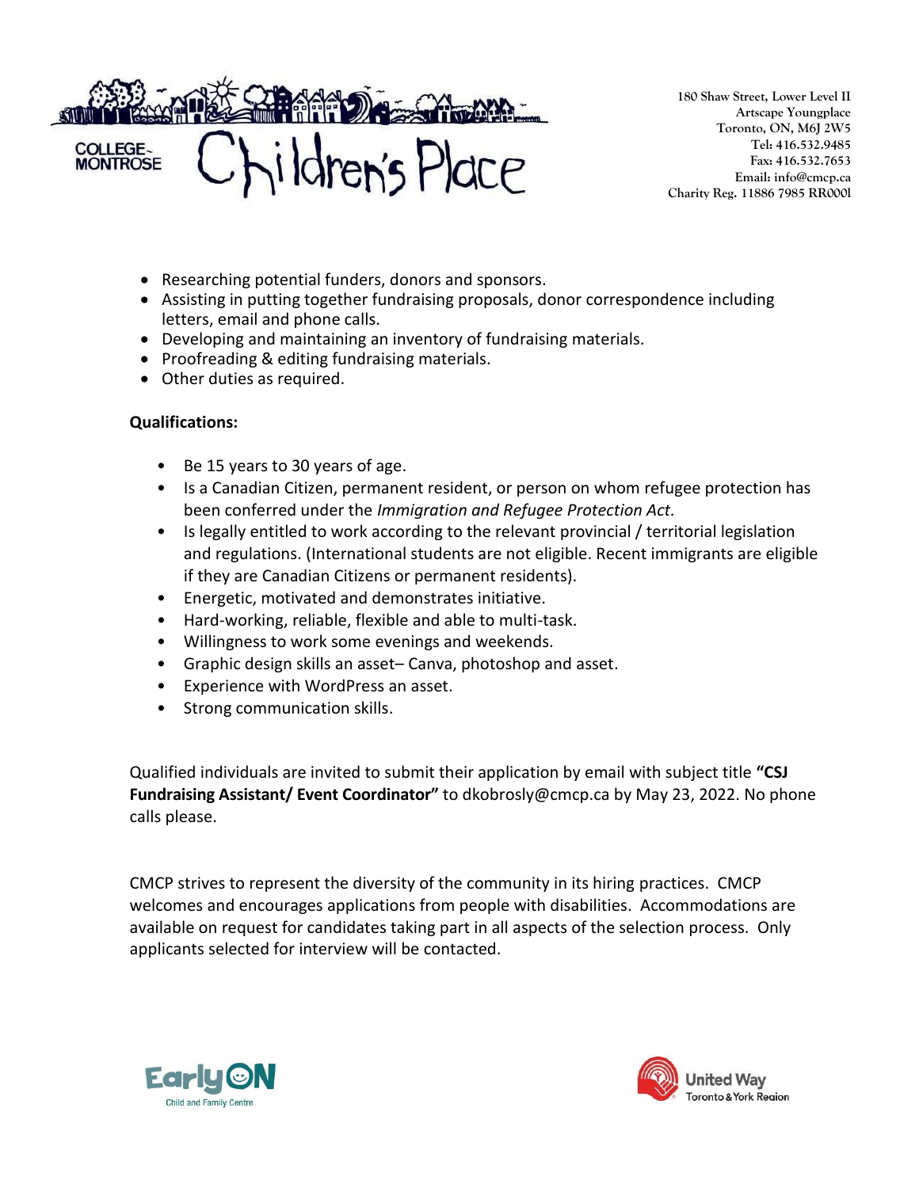- Researching potential funders, donors and sponsors.
- Assisting in putting together fundraising proposals, donor correspondence including letters, email and phone calls.
- Developing and maintaining an inventory of fundraising materials.
- Proofreading & editing fundraising materials.
- Other duties as required.

**Qualifications:**

- Be 15 years to 30 years of age.
- Is a Canadian Citizen, permanent resident, or person on whom refugee protection has been conferred under the *Immigration and Refugee Protection Act.*
- Is legally entitled to work according to the relevant provincial / territorial legislation and regulations. (International students are not eligible. Recent immigrants are eligible if they are Canadian Citizens or permanent residents).
- Energetic, motivated and demonstrates initiative.
- Hard-working, reliable, flexible and able to multi-task.
- Willingness to work some evenings and weekends.
- Graphic design skills an asset– Canva, photoshop and asset.
- Experience with WordPress an asset.
- Strong communication skills.

Qualified individuals are invited to submit their application by email with subject title **"CSJ Fundraising Assistant/ Event Coordinator"** to dkobrosly@cmcp.ca by May 23, 2022. No phone calls please.

CMCP strives to represent the diversity of the community in its hiring practices. CMCP welcomes and encourages applications from people with disabilities. Accommodations are available on request for candidates taking part in all aspects of the selection process. Only applicants selected for interview will be contacted.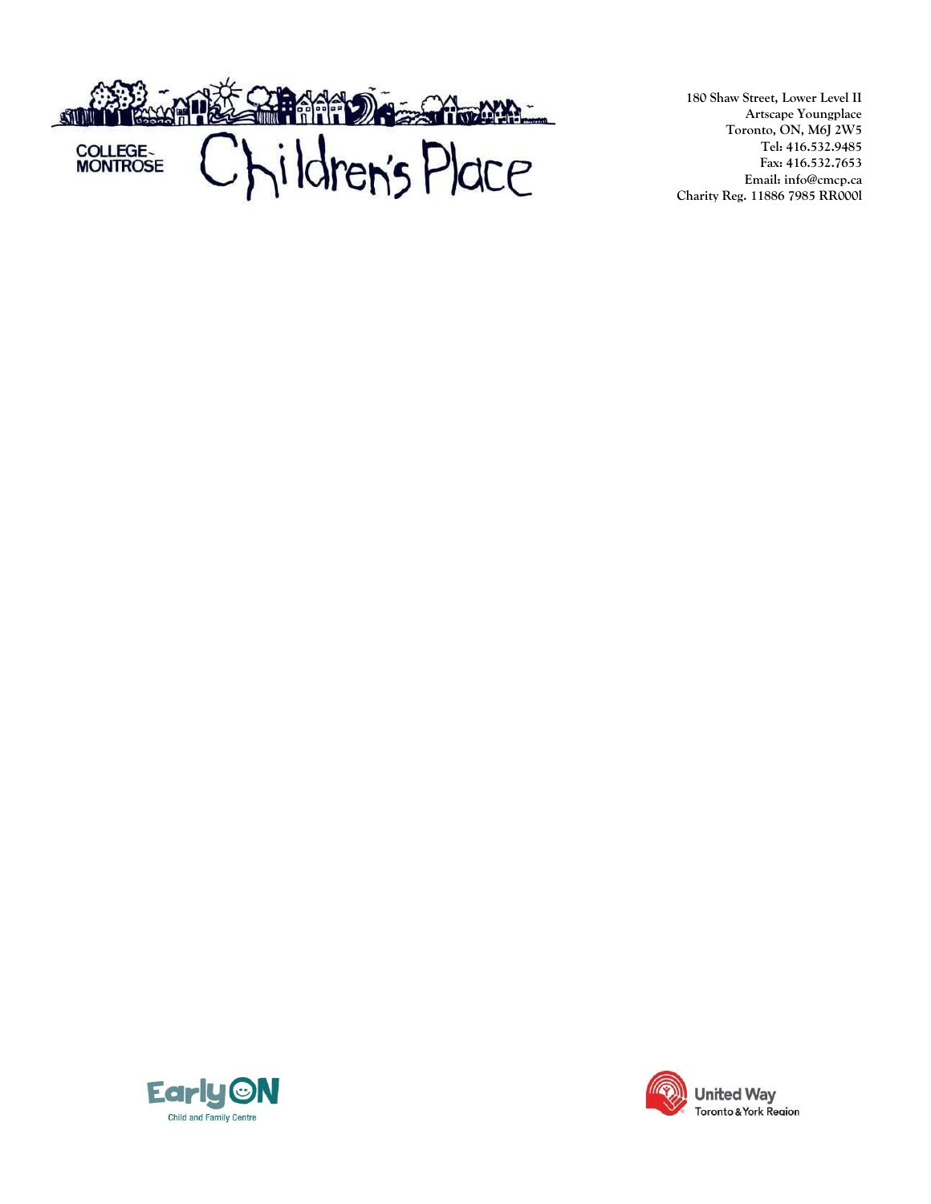COLLEGE-MONTROSE Children's Place

180 Shaw Street, Lower Level II
Artscape Youngplace
Toronto, ON, M6J 2W5
Tel: 416.532.9485
Fax: 416.532.7653
Email: info@cmcp.ca
Charity Reg. 11886 7985 RR0001

EarlyON Child and Family Centre

United Way Toronto & York Region